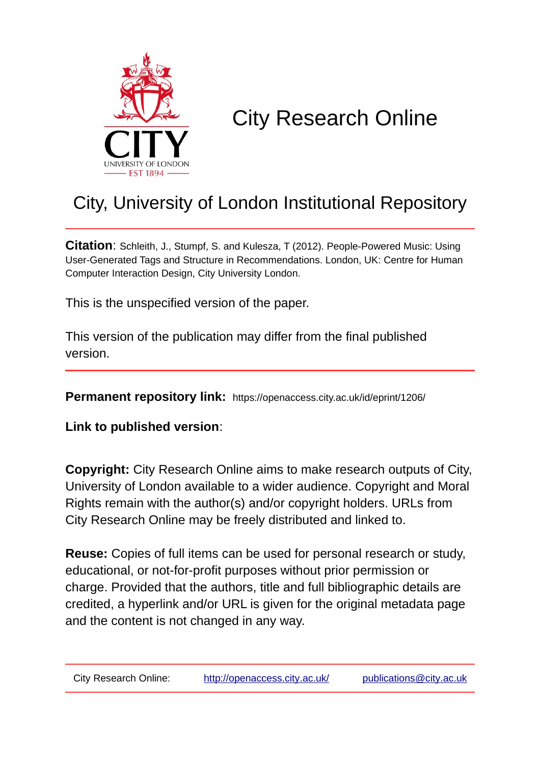# City Research Online

## City, University of London Institutional Repository

**Citation**: Schleith, J., Stumpf, S. and Kulesza, T (2012). People-Powered Music: Using User-Generated Tags and Structure in Recommendations. London, UK: Centre for Human Computer Interaction Design, City University London.

This is the unspecified version of the paper.

This version of the publication may differ from the final published version.

**Permanent repository link:** https://openaccess.city.ac.uk/id/eprint/1206/

**Link to published version**:

**Copyright:** City Research Online aims to make research outputs of City, University of London available to a wider audience. Copyright and Moral Rights remain with the author(s) and/or copyright holders. URLs from City Research Online may be freely distributed and linked to.

**Reuse:** Copies of full items can be used for personal research or study, educational, or not-for-profit purposes without prior permission or charge. Provided that the authors, title and full bibliographic details are credited, a hyperlink and/or URL is given for the original metadata page and the content is not changed in any way.

City Research Online: http://openaccess.city.ac.uk/ publications@city.ac.uk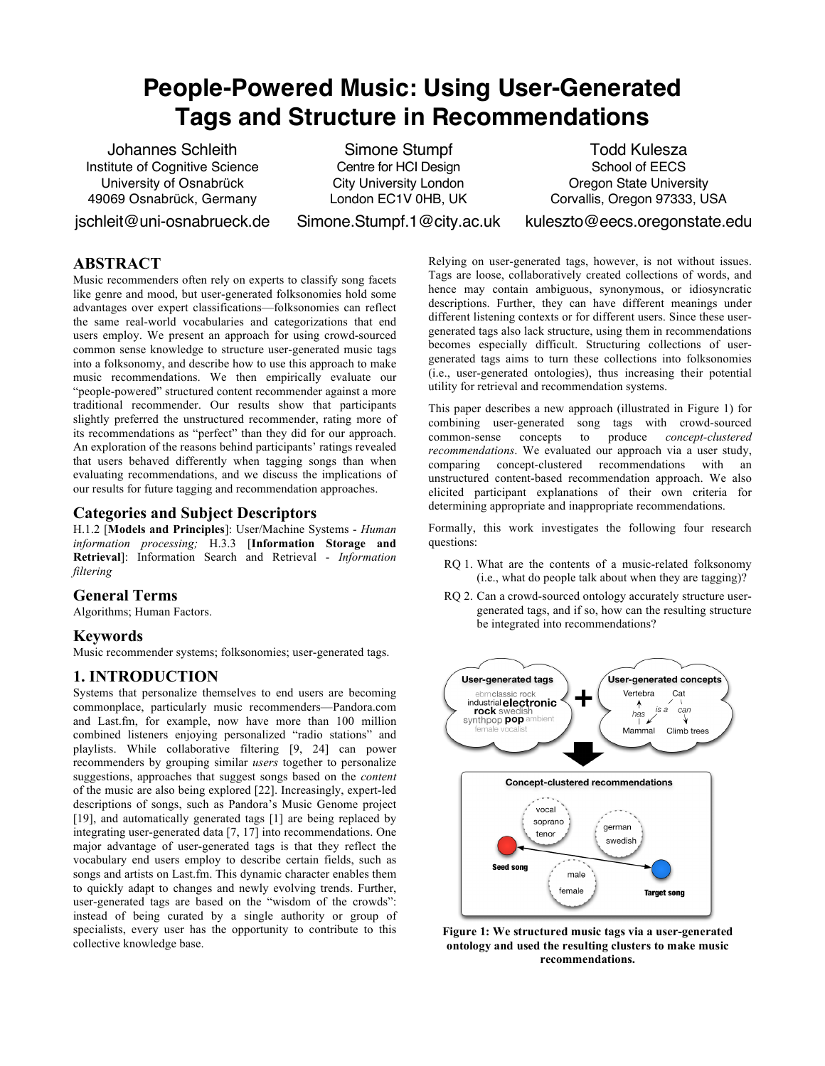# People-Powered Music: Using User-Generated Tags and Structure in Recommendations

Johannes Schleith
Institute of Cognitive Science
University of Osnabrück
49069 Osnabrück, Germany
jschleit@uni-osnabrueck.de

Simone Stumpf
Centre for HCI Design
City University London
London EC1V 0HB, UK
Simone.Stumpf.1@city.ac.uk

Todd Kulesza
School of EECS
Oregon State University
Corvallis, Oregon 97333, USA
kuleszto@eecs.oregonstate.edu

## ABSTRACT

Music recommenders often rely on experts to classify song facets like genre and mood, but user-generated folksonomies hold some advantages over expert classifications—folksonomies can reflect the same real-world vocabularies and categorizations that end users employ. We present an approach for using crowd-sourced common sense knowledge to structure user-generated music tags into a folksonomy, and describe how to use this approach to make music recommendations. We then empirically evaluate our "people-powered" structured content recommender against a more traditional recommender. Our results show that participants slightly preferred the unstructured recommender, rating more of its recommendations as "perfect" than they did for our approach. An exploration of the reasons behind participants' ratings revealed that users behaved differently when tagging songs than when evaluating recommendations, and we discuss the implications of our results for future tagging and recommendation approaches.

## Categories and Subject Descriptors

H.1.2 [**Models and Principles**]: User/Machine Systems - *Human information processing;* H.3.3 [**Information Storage and Retrieval**]: Information Search and Retrieval - *Information filtering*

## General Terms

Algorithms; Human Factors.

## Keywords

Music recommender systems; folksonomies; user-generated tags.

## 1. INTRODUCTION

Systems that personalize themselves to end users are becoming commonplace, particularly music recommenders—Pandora.com and Last.fm, for example, now have more than 100 million combined listeners enjoying personalized "radio stations" and playlists. While collaborative filtering [9, 24] can power recommenders by grouping similar *users* together to personalize suggestions, approaches that suggest songs based on the *content* of the music are also being explored [22]. Increasingly, expert-led descriptions of songs, such as Pandora's Music Genome project [19], and automatically generated tags [1] are being replaced by integrating user-generated data [7, 17] into recommendations. One major advantage of user-generated tags is that they reflect the vocabulary end users employ to describe certain fields, such as songs and artists on Last.fm. This dynamic character enables them to quickly adapt to changes and newly evolving trends. Further, user-generated tags are based on the "wisdom of the crowds": instead of being curated by a single authority or group of specialists, every user has the opportunity to contribute to this collective knowledge base.

Relying on user-generated tags, however, is not without issues. Tags are loose, collaboratively created collections of words, and hence may contain ambiguous, synonymous, or idiosyncratic descriptions. Further, they can have different meanings under different listening contexts or for different users. Since these user-generated tags also lack structure, using them in recommendations becomes especially difficult. Structuring collections of user-generated tags aims to turn these collections into folksonomies (i.e., user-generated ontologies), thus increasing their potential utility for retrieval and recommendation systems.

This paper describes a new approach (illustrated in Figure 1) for combining user-generated song tags with crowd-sourced common-sense concepts to produce *concept-clustered recommendations*. We evaluated our approach via a user study, comparing concept-clustered recommendations with an unstructured content-based recommendation approach. We also elicited participant explanations of their own criteria for determining appropriate and inappropriate recommendations.

Formally, this work investigates the following four research questions:

- RQ 1. What are the contents of a music-related folksonomy (i.e., what do people talk about when they are tagging)?
- RQ 2. Can a crowd-sourced ontology accurately structure user-generated tags, and if so, how can the resulting structure be integrated into recommendations?

**Figure 1: We structured music tags via a user-generated ontology and used the resulting clusters to make music recommendations.**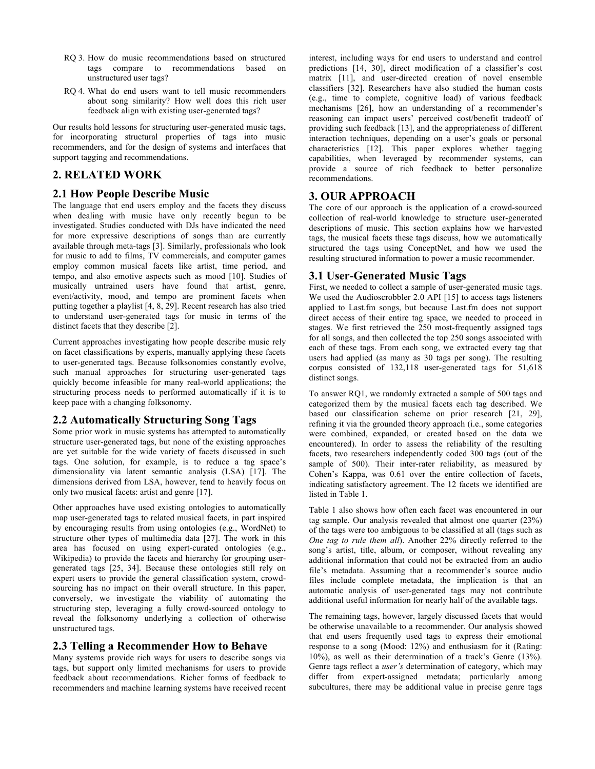RQ 3. How do music recommendations based on structured tags compare to recommendations based on unstructured user tags?

RQ 4. What do end users want to tell music recommenders about song similarity? How well does this rich user feedback align with existing user-generated tags?

Our results hold lessons for structuring user-generated music tags, for incorporating structural properties of tags into music recommenders, and for the design of systems and interfaces that support tagging and recommendations.

## 2. RELATED WORK

### 2.1 How People Describe Music

The language that end users employ and the facets they discuss when dealing with music have only recently begun to be investigated. Studies conducted with DJs have indicated the need for more expressive descriptions of songs than are currently available through meta-tags [3]. Similarly, professionals who look for music to add to films, TV commercials, and computer games employ common musical facets like artist, time period, and tempo, and also emotive aspects such as mood [10]. Studies of musically untrained users have found that artist, genre, event/activity, mood, and tempo are prominent facets when putting together a playlist [4, 8, 29]. Recent research has also tried to understand user-generated tags for music in terms of the distinct facets that they describe [2].

Current approaches investigating how people describe music rely on facet classifications by experts, manually applying these facets to user-generated tags. Because folksonomies constantly evolve, such manual approaches for structuring user-generated tags quickly become infeasible for many real-world applications; the structuring process needs to performed automatically if it is to keep pace with a changing folksonomy.

### 2.2 Automatically Structuring Song Tags

Some prior work in music systems has attempted to automatically structure user-generated tags, but none of the existing approaches are yet suitable for the wide variety of facets discussed in such tags. One solution, for example, is to reduce a tag space's dimensionality via latent semantic analysis (LSA) [17]. The dimensions derived from LSA, however, tend to heavily focus on only two musical facets: artist and genre [17].

Other approaches have used existing ontologies to automatically map user-generated tags to related musical facets, in part inspired by encouraging results from using ontologies (e.g., WordNet) to structure other types of multimedia data [27]. The work in this area has focused on using expert-curated ontologies (e.g., Wikipedia) to provide the facets and hierarchy for grouping user-generated tags [25, 34]. Because these ontologies still rely on expert users to provide the general classification system, crowd-sourcing has no impact on their overall structure. In this paper, conversely, we investigate the viability of automating the structuring step, leveraging a fully crowd-sourced ontology to reveal the folksonomy underlying a collection of otherwise unstructured tags.

### 2.3 Telling a Recommender How to Behave

Many systems provide rich ways for users to describe songs via tags, but support only limited mechanisms for users to provide feedback about recommendations. Richer forms of feedback to recommenders and machine learning systems have received recent interest, including ways for end users to understand and control predictions [14, 30], direct modification of a classifier's cost matrix [11], and user-directed creation of novel ensemble classifiers [32]. Researchers have also studied the human costs (e.g., time to complete, cognitive load) of various feedback mechanisms [26], how an understanding of a recommender's reasoning can impact users' perceived cost/benefit tradeoff of providing such feedback [13], and the appropriateness of different interaction techniques, depending on a user's goals or personal characteristics [12]. This paper explores whether tagging capabilities, when leveraged by recommender systems, can provide a source of rich feedback to better personalize recommendations.

## 3. OUR APPROACH

The core of our approach is the application of a crowd-sourced collection of real-world knowledge to structure user-generated descriptions of music. This section explains how we harvested tags, the musical facets these tags discuss, how we automatically structured the tags using ConceptNet, and how we used the resulting structured information to power a music recommender.

### 3.1 User-Generated Music Tags

First, we needed to collect a sample of user-generated music tags. We used the Audioscrobbler 2.0 API [15] to access tags listeners applied to Last.fm songs, but because Last.fm does not support direct access of their entire tag space, we needed to proceed in stages. We first retrieved the 250 most-frequently assigned tags for all songs, and then collected the top 250 songs associated with each of these tags. From each song, we extracted every tag that users had applied (as many as 30 tags per song). The resulting corpus consisted of 132,118 user-generated tags for 51,618 distinct songs.

To answer RQ1, we randomly extracted a sample of 500 tags and categorized them by the musical facets each tag described. We based our classification scheme on prior research [21, 29], refining it via the grounded theory approach (i.e., some categories were combined, expanded, or created based on the data we encountered). In order to assess the reliability of the resulting facets, two researchers independently coded 300 tags (out of the sample of 500). Their inter-rater reliability, as measured by Cohen's Kappa, was 0.61 over the entire collection of facets, indicating satisfactory agreement. The 12 facets we identified are listed in Table 1.

Table 1 also shows how often each facet was encountered in our tag sample. Our analysis revealed that almost one quarter (23%) of the tags were too ambiguous to be classified at all (tags such as *One tag to rule them all*). Another 22% directly referred to the song's artist, title, album, or composer, without revealing any additional information that could not be extracted from an audio file's metadata. Assuming that a recommender's source audio files include complete metadata, the implication is that an automatic analysis of user-generated tags may not contribute additional useful information for nearly half of the available tags.

The remaining tags, however, largely discussed facets that would be otherwise unavailable to a recommender. Our analysis showed that end users frequently used tags to express their emotional response to a song (Mood: 12%) and enthusiasm for it (Rating: 10%), as well as their determination of a track's Genre (13%). Genre tags reflect a *user's* determination of category, which may differ from expert-assigned metadata; particularly among subcultures, there may be additional value in precise genre tags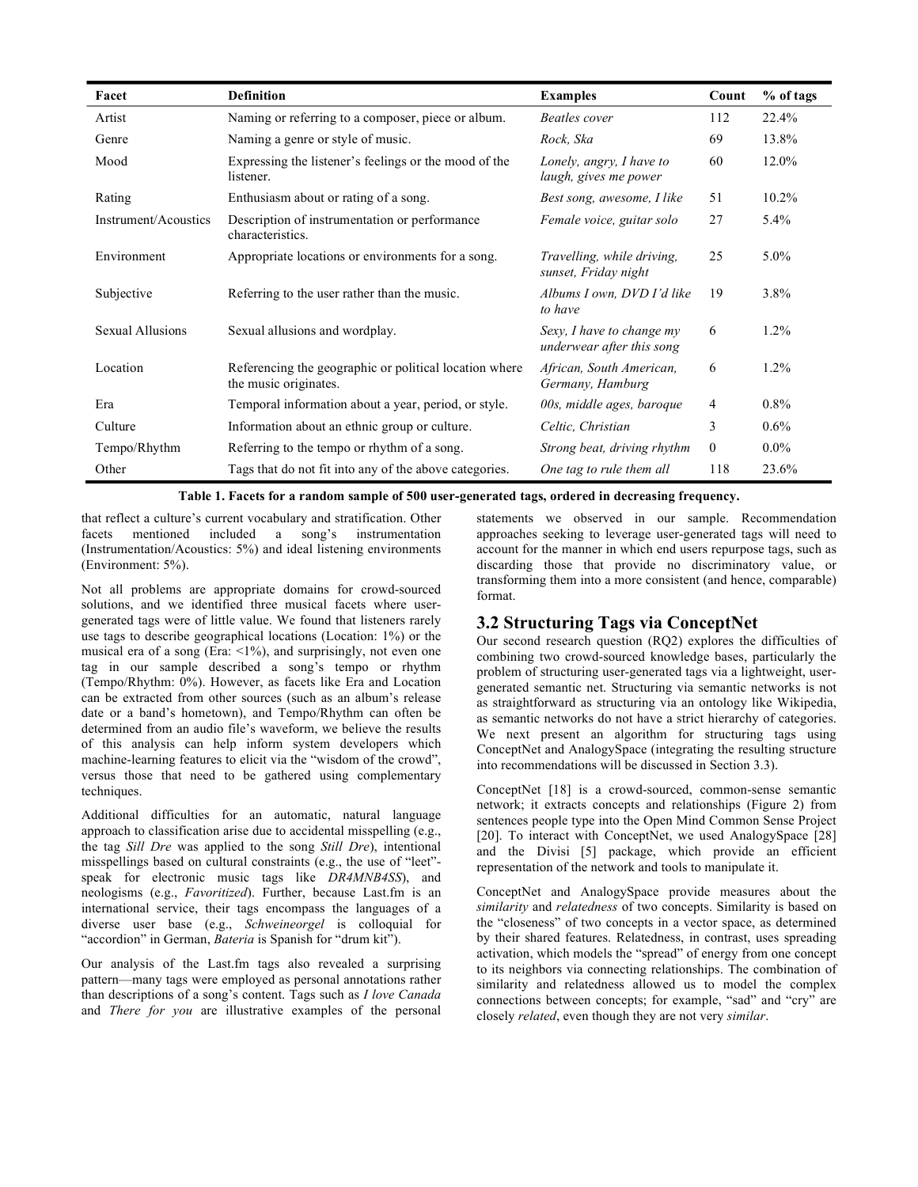| Facet | Definition | Examples | Count | % of tags |
|---|---|---|---|---|
| Artist | Naming or referring to a composer, piece or album. | *Beatles cover* | 112 | 22.4% |
| Genre | Naming a genre or style of music. | *Rock, Ska* | 69 | 13.8% |
| Mood | Expressing the listener's feelings or the mood of the listener. | *Lonely, angry, I have to laugh, gives me power* | 60 | 12.0% |
| Rating | Enthusiasm about or rating of a song. | *Best song, awesome, I like* | 51 | 10.2% |
| Instrument/Acoustics | Description of instrumentation or performance characteristics. | *Female voice, guitar solo* | 27 | 5.4% |
| Environment | Appropriate locations or environments for a song. | *Travelling, while driving, sunset, Friday night* | 25 | 5.0% |
| Subjective | Referring to the user rather than the music. | *Albums I own, DVD I'd like to have* | 19 | 3.8% |
| Sexual Allusions | Sexual allusions and wordplay. | *Sexy, I have to change my underwear after this song* | 6 | 1.2% |
| Location | Referencing the geographic or political location where the music originates. | *African, South American, Germany, Hamburg* | 6 | 1.2% |
| Era | Temporal information about a year, period, or style. | *00s, middle ages, baroque* | 4 | 0.8% |
| Culture | Information about an ethnic group or culture. | *Celtic, Christian* | 3 | 0.6% |
| Tempo/Rhythm | Referring to the tempo or rhythm of a song. | *Strong beat, driving rhythm* | 0 | 0.0% |
| Other | Tags that do not fit into any of the above categories. | *One tag to rule them all* | 118 | 23.6% |

**Table 1. Facets for a random sample of 500 user-generated tags, ordered in decreasing frequency.**

that reflect a culture's current vocabulary and stratification. Other facets mentioned included a song's instrumentation (Instrumentation/Acoustics: 5%) and ideal listening environments (Environment: 5%).

Not all problems are appropriate domains for crowd-sourced solutions, and we identified three musical facets where user-generated tags were of little value. We found that listeners rarely use tags to describe geographical locations (Location: 1%) or the musical era of a song (Era: <1%), and surprisingly, not even one tag in our sample described a song's tempo or rhythm (Tempo/Rhythm: 0%). However, as facets like Era and Location can be extracted from other sources (such as an album's release date or a band's hometown), and Tempo/Rhythm can often be determined from an audio file's waveform, we believe the results of this analysis can help inform system developers which machine-learning features to elicit via the "wisdom of the crowd", versus those that need to be gathered using complementary techniques.

Additional difficulties for an automatic, natural language approach to classification arise due to accidental misspelling (e.g., the tag *Sill Dre* was applied to the song *Still Dre*), intentional misspellings based on cultural constraints (e.g., the use of "leet"-speak for electronic music tags like *DR4MNB4SS*), and neologisms (e.g., *Favoritized*). Further, because Last.fm is an international service, their tags encompass the languages of a diverse user base (e.g., *Schweineorgel* is colloquial for "accordion" in German, *Bateria* is Spanish for "drum kit").

Our analysis of the Last.fm tags also revealed a surprising pattern—many tags were employed as personal annotations rather than descriptions of a song's content. Tags such as *I love Canada* and *There for you* are illustrative examples of the personal statements we observed in our sample. Recommendation approaches seeking to leverage user-generated tags will need to account for the manner in which end users repurpose tags, such as discarding those that provide no discriminatory value, or transforming them into a more consistent (and hence, comparable) format.

## 3.2 Structuring Tags via ConceptNet

Our second research question (RQ2) explores the difficulties of combining two crowd-sourced knowledge bases, particularly the problem of structuring user-generated tags via a lightweight, user-generated semantic net. Structuring via semantic networks is not as straightforward as structuring via an ontology like Wikipedia, as semantic networks do not have a strict hierarchy of categories. We next present an algorithm for structuring tags using ConceptNet and AnalogySpace (integrating the resulting structure into recommendations will be discussed in Section 3.3).

ConceptNet [18] is a crowd-sourced, common-sense semantic network; it extracts concepts and relationships (Figure 2) from sentences people type into the Open Mind Common Sense Project [20]. To interact with ConceptNet, we used AnalogySpace [28] and the Divisi [5] package, which provide an efficient representation of the network and tools to manipulate it.

ConceptNet and AnalogySpace provide measures about the *similarity* and *relatedness* of two concepts. Similarity is based on the "closeness" of two concepts in a vector space, as determined by their shared features. Relatedness, in contrast, uses spreading activation, which models the "spread" of energy from one concept to its neighbors via connecting relationships. The combination of similarity and relatedness allowed us to model the complex connections between concepts; for example, "sad" and "cry" are closely *related*, even though they are not very *similar*.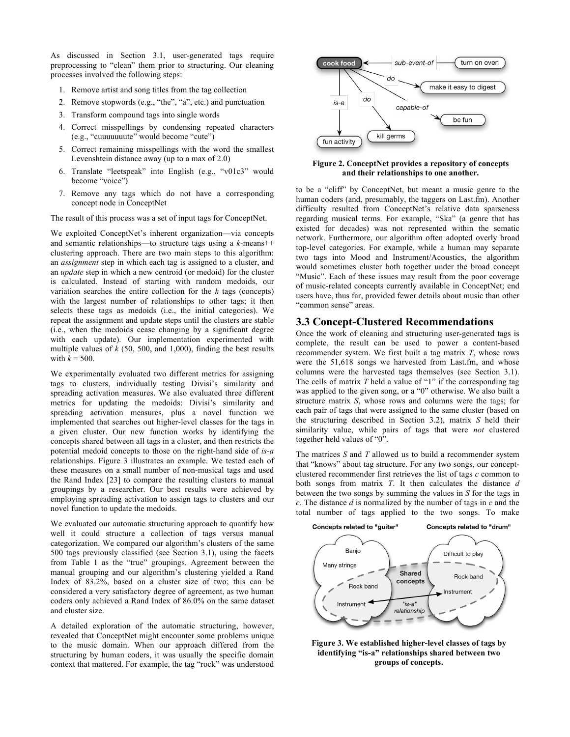As discussed in Section 3.1, user-generated tags require preprocessing to "clean" them prior to structuring. Our cleaning processes involved the following steps:

1. Remove artist and song titles from the tag collection
2. Remove stopwords (e.g., "the", "a", etc.) and punctuation
3. Transform compound tags into single words
4. Correct misspellings by condensing repeated characters (e.g., "cuuuuuuute" would become "cute")
5. Correct remaining misspellings with the word the smallest Levenshtein distance away (up to a max of 2.0)
6. Translate "leetspeak" into English (e.g., "v01c3" would become "voice")
7. Remove any tags which do not have a corresponding concept node in ConceptNet

The result of this process was a set of input tags for ConceptNet.

We exploited ConceptNet's inherent organization—via concepts and semantic relationships—to structure tags using a *k*-means++ clustering approach. There are two main steps to this algorithm: an *assignment* step in which each tag is assigned to a cluster, and an *update* step in which a new centroid (or medoid) for the cluster is calculated. Instead of starting with random medoids, our variation searches the entire collection for the *k* tags (concepts) with the largest number of relationships to other tags; it then selects these tags as medoids (i.e., the initial categories). We repeat the assignment and update steps until the clusters are stable (i.e., when the medoids cease changing by a significant degree with each update). Our implementation experimented with multiple values of *k* (50, 500, and 1,000), finding the best results with $k = 500$.

We experimentally evaluated two different metrics for assigning tags to clusters, individually testing Divisi's similarity and spreading activation measures. We also evaluated three different metrics for updating the medoids: Divisi's similarity and spreading activation measures, plus a novel function we implemented that searches out higher-level classes for the tags in a given cluster. Our new function works by identifying the concepts shared between all tags in a cluster, and then restricts the potential medoid concepts to those on the right-hand side of *is-a* relationships. Figure 3 illustrates an example. We tested each of these measures on a small number of non-musical tags and used the Rand Index [23] to compare the resulting clusters to manual groupings by a researcher. Our best results were achieved by employing spreading activation to assign tags to clusters and our novel function to update the medoids.

We evaluated our automatic structuring approach to quantify how well it could structure a collection of tags versus manual categorization. We compared our algorithm's clusters of the same 500 tags previously classified (see Section 3.1), using the facets from Table 1 as the "true" groupings. Agreement between the manual grouping and our algorithm's clustering yielded a Rand Index of 83.2%, based on a cluster size of two; this can be considered a very satisfactory degree of agreement, as two human coders only achieved a Rand Index of 86.0% on the same dataset and cluster size.

A detailed exploration of the automatic structuring, however, revealed that ConceptNet might encounter some problems unique to the music domain. When our approach differed from the structuring by human coders, it was usually the specific domain context that mattered. For example, the tag "rock" was understood to be a "cliff" by ConceptNet, but meant a music genre to the human coders (and, presumably, the taggers on Last.fm). Another difficulty resulted from ConceptNet's relative data sparseness regarding musical terms. For example, "Ska" (a genre that has existed for decades) was not represented within the sematic network. Furthermore, our algorithm often adopted overly broad top-level categories. For example, while a human may separate two tags into Mood and Instrument/Acoustics, the algorithm would sometimes cluster both together under the broad concept "Music". Each of these issues may result from the poor coverage of music-related concepts currently available in ConceptNet; end users have, thus far, provided fewer details about music than other "common sense" areas.

**Figure 2. ConceptNet provides a repository of concepts and their relationships to one another.**

## 3.3 Concept-Clustered Recommendations

Once the work of cleaning and structuring user-generated tags is complete, the result can be used to power a content-based recommender system. We first built a tag matrix *T*, whose rows were the 51,618 songs we harvested from Last.fm, and whose columns were the harvested tags themselves (see Section 3.1). The cells of matrix *T* held a value of "1" if the corresponding tag was applied to the given song, or a "0" otherwise. We also built a structure matrix *S*, whose rows and columns were the tags; for each pair of tags that were assigned to the same cluster (based on the structuring described in Section 3.2), matrix *S* held their similarity value, while pairs of tags that were *not* clustered together held values of "0".

The matrices *S* and *T* allowed us to build a recommender system that "knows" about tag structure. For any two songs, our concept-clustered recommender first retrieves the list of tags *c* common to both songs from matrix *T*. It then calculates the distance *d* between the two songs by summing the values in *S* for the tags in *c*. The distance *d* is normalized by the number of tags in *c* and the total number of tags applied to the two songs. To make

**Figure 3. We established higher-level classes of tags by identifying "is-a" relationships shared between two groups of concepts.**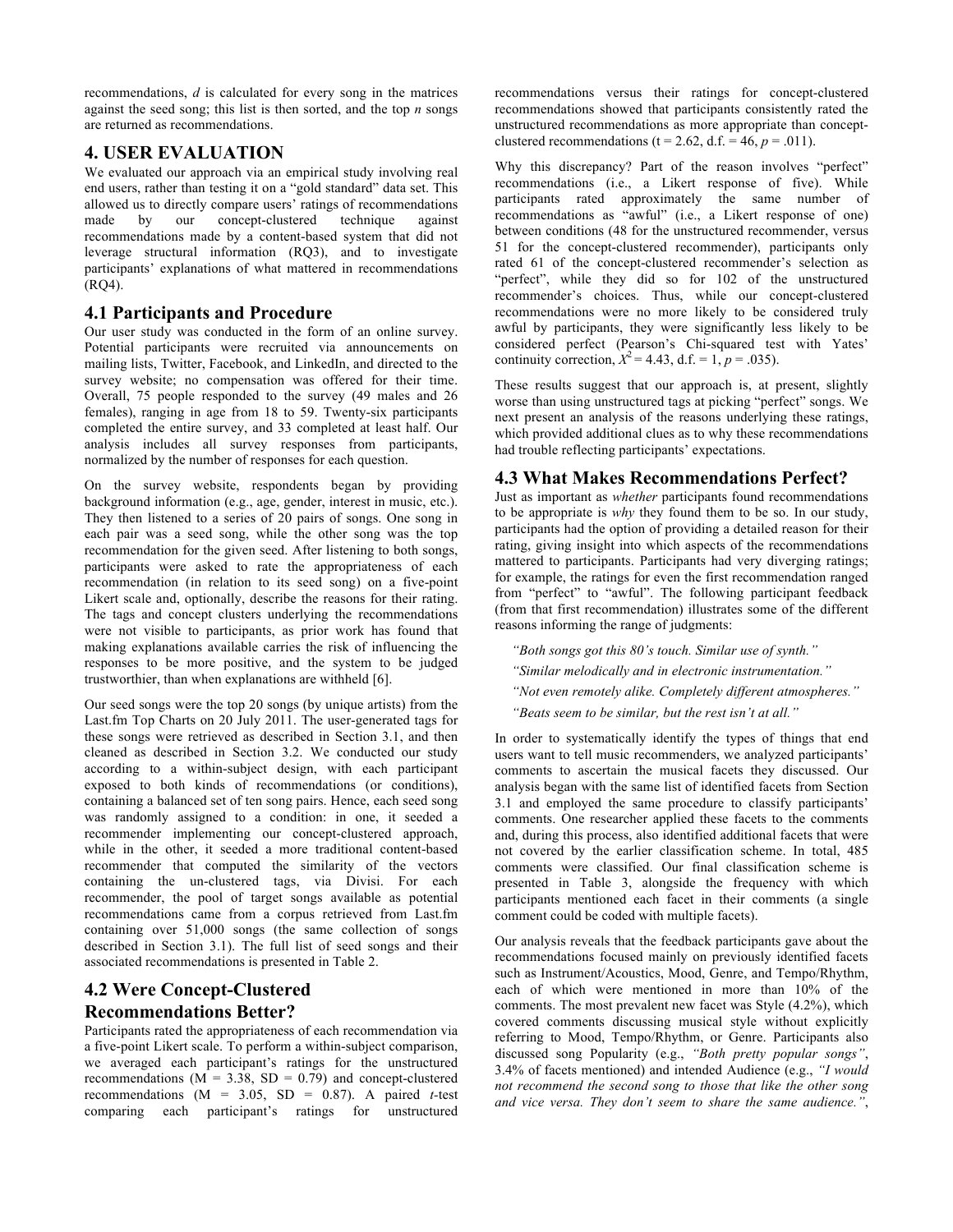recommendations, $d$ is calculated for every song in the matrices against the seed song; this list is then sorted, and the top $n$ songs are returned as recommendations.

## 4. USER EVALUATION

We evaluated our approach via an empirical study involving real end users, rather than testing it on a "gold standard" data set. This allowed us to directly compare users' ratings of recommendations made by our concept-clustered technique against recommendations made by a content-based system that did not leverage structural information (RQ3), and to investigate participants' explanations of what mattered in recommendations (RQ4).

### 4.1 Participants and Procedure

Our user study was conducted in the form of an online survey. Potential participants were recruited via announcements on mailing lists, Twitter, Facebook, and LinkedIn, and directed to the survey website; no compensation was offered for their time. Overall, 75 people responded to the survey (49 males and 26 females), ranging in age from 18 to 59. Twenty-six participants completed the entire survey, and 33 completed at least half. Our analysis includes all survey responses from participants, normalized by the number of responses for each question.

On the survey website, respondents began by providing background information (e.g., age, gender, interest in music, etc.). They then listened to a series of 20 pairs of songs. One song in each pair was a seed song, while the other song was the top recommendation for the given seed. After listening to both songs, participants were asked to rate the appropriateness of each recommendation (in relation to its seed song) on a five-point Likert scale and, optionally, describe the reasons for their rating. The tags and concept clusters underlying the recommendations were not visible to participants, as prior work has found that making explanations available carries the risk of influencing the responses to be more positive, and the system to be judged trustworthier, than when explanations are withheld [6].

Our seed songs were the top 20 songs (by unique artists) from the Last.fm Top Charts on 20 July 2011. The user-generated tags for these songs were retrieved as described in Section 3.1, and then cleaned as described in Section 3.2. We conducted our study according to a within-subject design, with each participant exposed to both kinds of recommendations (or conditions), containing a balanced set of ten song pairs. Hence, each seed song was randomly assigned to a condition: in one, it seeded a recommender implementing our concept-clustered approach, while in the other, it seeded a more traditional content-based recommender that computed the similarity of the vectors containing the un-clustered tags, via Divisi. For each recommender, the pool of target songs available as potential recommendations came from a corpus retrieved from Last.fm containing over 51,000 songs (the same collection of songs described in Section 3.1). The full list of seed songs and their associated recommendations is presented in Table 2.

### 4.2 Were Concept-Clustered Recommendations Better?

Participants rated the appropriateness of each recommendation via a five-point Likert scale. To perform a within-subject comparison, we averaged each participant's ratings for the unstructured recommendations (M = 3.38, SD = 0.79) and concept-clustered recommendations (M = 3.05, SD = 0.87). A paired $t$-test comparing each participant's ratings for unstructured recommendations versus their ratings for concept-clustered recommendations showed that participants consistently rated the unstructured recommendations as more appropriate than concept-clustered recommendations ($t = 2.62$, d.f. = 46, $p = .011$).

Why this discrepancy? Part of the reason involves "perfect" recommendations (i.e., a Likert response of five). While participants rated approximately the same number of recommendations as "awful" (i.e., a Likert response of one) between conditions (48 for the unstructured recommender, versus 51 for the concept-clustered recommender), participants only rated 61 of the concept-clustered recommender's selection as "perfect", while they did so for 102 of the unstructured recommender's choices. Thus, while our concept-clustered recommendations were no more likely to be considered truly awful by participants, they were significantly less likely to be considered perfect (Pearson's Chi-squared test with Yates' continuity correction, $X^2 = 4.43$, d.f. = 1, $p = .035$).

These results suggest that our approach is, at present, slightly worse than using unstructured tags at picking "perfect" songs. We next present an analysis of the reasons underlying these ratings, which provided additional clues as to why these recommendations had trouble reflecting participants' expectations.

### 4.3 What Makes Recommendations Perfect?

Just as important as *whether* participants found recommendations to be appropriate is *why* they found them to be so. In our study, participants had the option of providing a detailed reason for their rating, giving insight into which aspects of the recommendations mattered to participants. Participants had very diverging ratings; for example, the ratings for even the first recommendation ranged from "perfect" to "awful". The following participant feedback (from that first recommendation) illustrates some of the different reasons informing the range of judgments:

> *"Both songs got this 80's touch. Similar use of synth."*
>
> *"Similar melodically and in electronic instrumentation."*
>
> *"Not even remotely alike. Completely different atmospheres."*
>
> *"Beats seem to be similar, but the rest isn't at all."*

In order to systematically identify the types of things that end users want to tell music recommenders, we analyzed participants' comments to ascertain the musical facets they discussed. Our analysis began with the same list of identified facets from Section 3.1 and employed the same procedure to classify participants' comments. One researcher applied these facets to the comments and, during this process, also identified additional facets that were not covered by the earlier classification scheme. In total, 485 comments were classified. Our final classification scheme is presented in Table 3, alongside the frequency with which participants mentioned each facet in their comments (a single comment could be coded with multiple facets).

Our analysis reveals that the feedback participants gave about the recommendations focused mainly on previously identified facets such as Instrument/Acoustics, Mood, Genre, and Tempo/Rhythm, each of which were mentioned in more than 10% of the comments. The most prevalent new facet was Style (4.2%), which covered comments discussing musical style without explicitly referring to Mood, Tempo/Rhythm, or Genre. Participants also discussed song Popularity (e.g., *"Both pretty popular songs"*, 3.4% of facets mentioned) and intended Audience (e.g., *"I would not recommend the second song to those that like the other song and vice versa. They don't seem to share the same audience."*,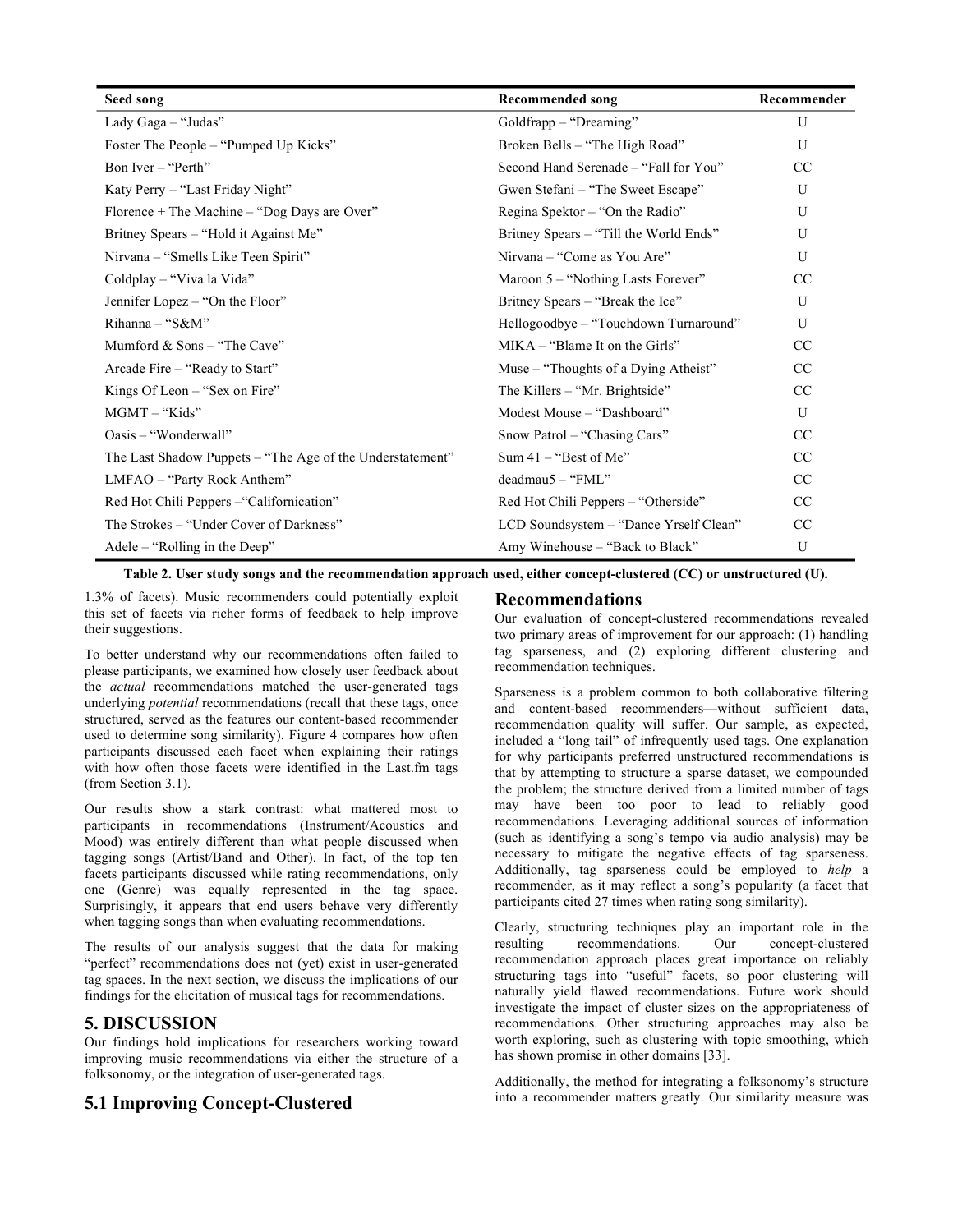| Seed song | Recommended song | Recommender |
|---|---|---|
| Lady Gaga – “Judas” | Goldfrapp – “Dreaming” | U |
| Foster The People – “Pumped Up Kicks” | Broken Bells – “The High Road” | U |
| Bon Iver – “Perth” | Second Hand Serenade – “Fall for You” | CC |
| Katy Perry – “Last Friday Night” | Gwen Stefani – “The Sweet Escape” | U |
| Florence + The Machine – “Dog Days are Over” | Regina Spektor – “On the Radio” | U |
| Britney Spears – “Hold it Against Me” | Britney Spears – “Till the World Ends” | U |
| Nirvana – “Smells Like Teen Spirit” | Nirvana – “Come as You Are” | U |
| Coldplay – “Viva la Vida” | Maroon 5 – “Nothing Lasts Forever” | CC |
| Jennifer Lopez – “On the Floor” | Britney Spears – “Break the Ice” | U |
| Rihanna – “S&M” | Hellogoodbye – “Touchdown Turnaround” | U |
| Mumford & Sons – “The Cave” | MIKA – “Blame It on the Girls” | CC |
| Arcade Fire – “Ready to Start” | Muse – “Thoughts of a Dying Atheist” | CC |
| Kings Of Leon – “Sex on Fire” | The Killers – “Mr. Brightside” | CC |
| MGMT – “Kids” | Modest Mouse – “Dashboard” | U |
| Oasis – “Wonderwall” | Snow Patrol – “Chasing Cars” | CC |
| The Last Shadow Puppets – “The Age of the Understatement” | Sum 41 – “Best of Me” | CC |
| LMFAO – “Party Rock Anthem” | deadmau5 – “FML” | CC |
| Red Hot Chili Peppers –“Californication” | Red Hot Chili Peppers – “Otherside” | CC |
| The Strokes – “Under Cover of Darkness” | LCD Soundsystem – “Dance Yrself Clean” | CC |
| Adele – “Rolling in the Deep” | Amy Winehouse – “Back to Black” | U |

**Table 2. User study songs and the recommendation approach used, either concept-clustered (CC) or unstructured (U).**

1.3% of facets). Music recommenders could potentially exploit this set of facets via richer forms of feedback to help improve their suggestions.

To better understand why our recommendations often failed to please participants, we examined how closely user feedback about the *actual* recommendations matched the user-generated tags underlying *potential* recommendations (recall that these tags, once structured, served as the features our content-based recommender used to determine song similarity). Figure 4 compares how often participants discussed each facet when explaining their ratings with how often those facets were identified in the Last.fm tags (from Section 3.1).

Our results show a stark contrast: what mattered most to participants in recommendations (Instrument/Acoustics and Mood) was entirely different than what people discussed when tagging songs (Artist/Band and Other). In fact, of the top ten facets participants discussed while rating recommendations, only one (Genre) was equally represented in the tag space. Surprisingly, it appears that end users behave very differently when tagging songs than when evaluating recommendations.

The results of our analysis suggest that the data for making “perfect” recommendations does not (yet) exist in user-generated tag spaces. In the next section, we discuss the implications of our findings for the elicitation of musical tags for recommendations.

## 5. DISCUSSION

Our findings hold implications for researchers working toward improving music recommendations via either the structure of a folksonomy, or the integration of user-generated tags.

## 5.1 Improving Concept-Clustered Recommendations

Our evaluation of concept-clustered recommendations revealed two primary areas of improvement for our approach: (1) handling tag sparseness, and (2) exploring different clustering and recommendation techniques.

Sparseness is a problem common to both collaborative filtering and content-based recommenders—without sufficient data, recommendation quality will suffer. Our sample, as expected, included a “long tail” of infrequently used tags. One explanation for why participants preferred unstructured recommendations is that by attempting to structure a sparse dataset, we compounded the problem; the structure derived from a limited number of tags may have been too poor to lead to reliably good recommendations. Leveraging additional sources of information (such as identifying a song's tempo via audio analysis) may be necessary to mitigate the negative effects of tag sparseness. Additionally, tag sparseness could be employed to *help* a recommender, as it may reflect a song's popularity (a facet that participants cited 27 times when rating song similarity).

Clearly, structuring techniques play an important role in the resulting recommendations. Our concept-clustered recommendation approach places great importance on reliably structuring tags into “useful” facets, so poor clustering will naturally yield flawed recommendations. Future work should investigate the impact of cluster sizes on the appropriateness of recommendations. Other structuring approaches may also be worth exploring, such as clustering with topic smoothing, which has shown promise in other domains [33].

Additionally, the method for integrating a folksonomy's structure into a recommender matters greatly. Our similarity measure was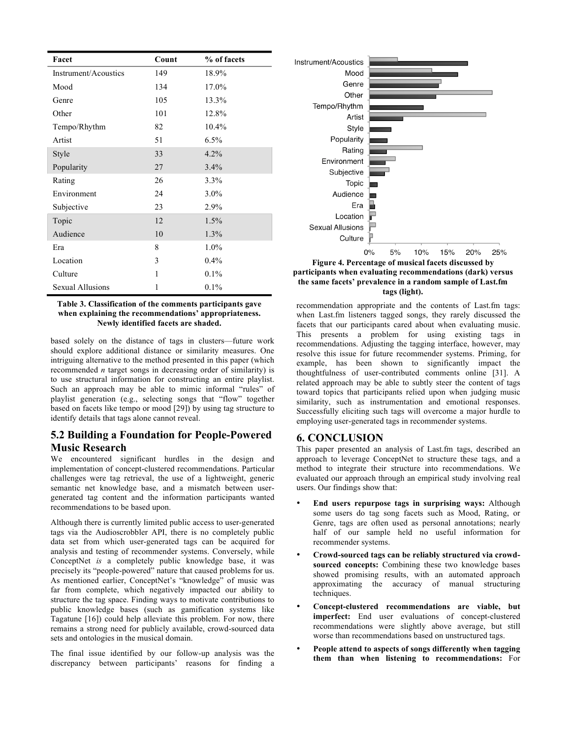| Facet | Count | % of facets |
|---|---|---|
| Instrument/Acoustics | 149 | 18.9% |
| Mood | 134 | 17.0% |
| Genre | 105 | 13.3% |
| Other | 101 | 12.8% |
| Tempo/Rhythm | 82 | 10.4% |
| Artist | 51 | 6.5% |
| Style | 33 | 4.2% |
| Popularity | 27 | 3.4% |
| Rating | 26 | 3.3% |
| Environment | 24 | 3.0% |
| Subjective | 23 | 2.9% |
| Topic | 12 | 1.5% |
| Audience | 10 | 1.3% |
| Era | 8 | 1.0% |
| Location | 3 | 0.4% |
| Culture | 1 | 0.1% |
| Sexual Allusions | 1 | 0.1% |

**Table 3. Classification of the comments participants gave when explaining the recommendations' appropriateness. Newly identified facets are shaded.**

based solely on the distance of tags in clusters—future work should explore additional distance or similarity measures. One intriguing alternative to the method presented in this paper (which recommended *n* target songs in decreasing order of similarity) is to use structural information for constructing an entire playlist. Such an approach may be able to mimic informal "rules" of playlist generation (e.g., selecting songs that "flow" together based on facets like tempo or mood [29]) by using tag structure to identify details that tags alone cannot reveal.

## 5.2 Building a Foundation for People-Powered Music Research

We encountered significant hurdles in the design and implementation of concept-clustered recommendations. Particular challenges were tag retrieval, the use of a lightweight, generic semantic net knowledge base, and a mismatch between user-generated tag content and the information participants wanted recommendations to be based upon.

Although there is currently limited public access to user-generated tags via the Audioscrobbler API, there is no completely public data set from which user-generated tags can be acquired for analysis and testing of recommender systems. Conversely, while ConceptNet *is* a completely public knowledge base, it was precisely its "people-powered" nature that caused problems for us. As mentioned earlier, ConceptNet's "knowledge" of music was far from complete, which negatively impacted our ability to structure the tag space. Finding ways to motivate contributions to public knowledge bases (such as gamification systems like Tagatune [16]) could help alleviate this problem. For now, there remains a strong need for publicly available, crowd-sourced data sets and ontologies in the musical domain.

The final issue identified by our follow-up analysis was the discrepancy between participants' reasons for finding a

**Figure 4. Percentage of musical facets discussed by participants when evaluating recommendations (dark) versus the same facets' prevalence in a random sample of Last.fm tags (light).**

recommendation appropriate and the contents of Last.fm tags: when Last.fm listeners tagged songs, they rarely discussed the facets that our participants cared about when evaluating music. This presents a problem for using existing tags in recommendations. Adjusting the tagging interface, however, may resolve this issue for future recommender systems. Priming, for example, has been shown to significantly impact the thoughtfulness of user-contributed comments online [31]. A related approach may be able to subtly steer the content of tags toward topics that participants relied upon when judging music similarity, such as instrumentation and emotional responses. Successfully eliciting such tags will overcome a major hurdle to employing user-generated tags in recommender systems.

# 6. CONCLUSION

This paper presented an analysis of Last.fm tags, described an approach to leverage ConceptNet to structure these tags, and a method to integrate their structure into recommendations. We evaluated our approach through an empirical study involving real users. Our findings show that:

- **End users repurpose tags in surprising ways:** Although some users do tag song facets such as Mood, Rating, or Genre, tags are often used as personal annotations; nearly half of our sample held no useful information for recommender systems.
- **Crowd-sourced tags can be reliably structured via crowd-sourced concepts:** Combining these two knowledge bases showed promising results, with an automated approach approximating the accuracy of manual structuring techniques.
- **Concept-clustered recommendations are viable, but imperfect:** End user evaluations of concept-clustered recommendations were slightly above average, but still worse than recommendations based on unstructured tags.
- **People attend to aspects of songs differently when tagging them than when listening to recommendations:** For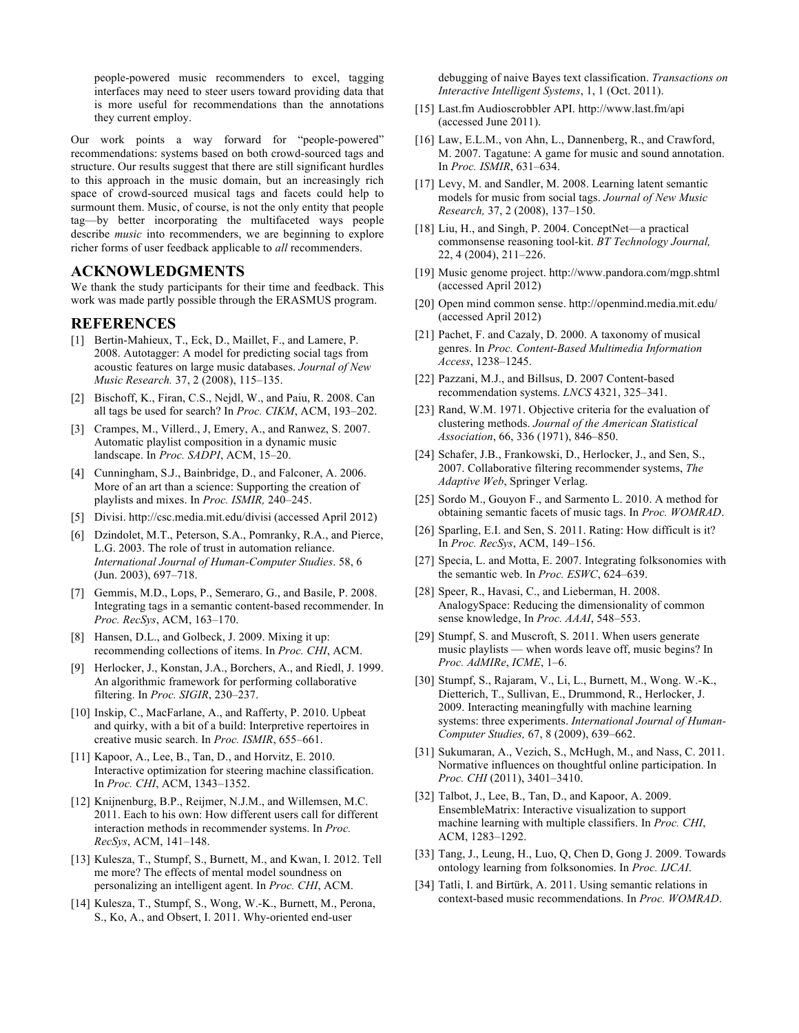people-powered music recommenders to excel, tagging interfaces may need to steer users toward providing data that is more useful for recommendations than the annotations they current employ.

Our work points a way forward for "people-powered" recommendations: systems based on both crowd-sourced tags and structure. Our results suggest that there are still significant hurdles to this approach in the music domain, but an increasingly rich space of crowd-sourced musical tags and facets could help to surmount them. Music, of course, is not the only entity that people tag—by better incorporating the multifaceted ways people describe *music* into recommenders, we are beginning to explore richer forms of user feedback applicable to *all* recommenders.

## ACKNOWLEDGMENTS

We thank the study participants for their time and feedback. This work was made partly possible through the ERASMUS program.

## REFERENCES

[1] Bertin-Mahieux, T., Eck, D., Maillet, F., and Lamere, P. 2008. Autotagger: A model for predicting social tags from acoustic features on large music databases. *Journal of New Music Research.* 37, 2 (2008), 115–135.

[2] Bischoff, K., Firan, C.S., Nejdl, W., and Paiu, R. 2008. Can all tags be used for search? In *Proc. CIKM*, ACM, 193–202.

[3] Crampes, M., Villerd., J, Emery, A., and Ranwez, S. 2007. Automatic playlist composition in a dynamic music landscape. In *Proc. SADPI*, ACM, 15–20.

[4] Cunningham, S.J., Bainbridge, D., and Falconer, A. 2006. More of an art than a science: Supporting the creation of playlists and mixes. In *Proc. ISMIR,* 240–245.

[5] Divisi. http://csc.media.mit.edu/divisi (accessed April 2012)

[6] Dzindolet, M.T., Peterson, S.A., Pomranky, R.A., and Pierce, L.G. 2003. The role of trust in automation reliance. *International Journal of Human-Computer Studies*. 58, 6 (Jun. 2003), 697–718.

[7] Gemmis, M.D., Lops, P., Semeraro, G., and Basile, P. 2008. Integrating tags in a semantic content-based recommender. In *Proc. RecSys*, ACM, 163–170.

[8] Hansen, D.L., and Golbeck, J. 2009. Mixing it up: recommending collections of items. In *Proc. CHI*, ACM.

[9] Herlocker, J., Konstan, J.A., Borchers, A., and Riedl, J. 1999. An algorithmic framework for performing collaborative filtering. In *Proc. SIGIR*, 230–237.

[10] Inskip, C., MacFarlane, A., and Rafferty, P. 2010. Upbeat and quirky, with a bit of a build: Interpretive repertoires in creative music search. In *Proc. ISMIR*, 655–661.

[11] Kapoor, A., Lee, B., Tan, D., and Horvitz, E. 2010. Interactive optimization for steering machine classification. In *Proc. CHI*, ACM, 1343–1352.

[12] Knijnenburg, B.P., Reijmer, N.J.M., and Willemsen, M.C. 2011. Each to his own: How different users call for different interaction methods in recommender systems. In *Proc. RecSys*, ACM, 141–148.

[13] Kulesza, T., Stumpf, S., Burnett, M., and Kwan, I. 2012. Tell me more? The effects of mental model soundness on personalizing an intelligent agent. In *Proc. CHI*, ACM.

[14] Kulesza, T., Stumpf, S., Wong, W.-K., Burnett, M., Perona, S., Ko, A., and Obsert, I. 2011. Why-oriented end-user debugging of naive Bayes text classification. *Transactions on Interactive Intelligent Systems*, 1, 1 (Oct. 2011).

[15] Last.fm Audioscrobbler API. http://www.last.fm/api (accessed June 2011).

[16] Law, E.L.M., von Ahn, L., Dannenberg, R., and Crawford, M. 2007. Tagatune: A game for music and sound annotation. In *Proc. ISMIR*, 631–634.

[17] Levy, M. and Sandler, M. 2008. Learning latent semantic models for music from social tags. *Journal of New Music Research,* 37, 2 (2008), 137–150.

[18] Liu, H., and Singh, P. 2004. ConceptNet—a practical commonsense reasoning tool-kit. *BT Technology Journal,* 22, 4 (2004), 211–226.

[19] Music genome project. http://www.pandora.com/mgp.shtml (accessed April 2012)

[20] Open mind common sense. http://openmind.media.mit.edu/ (accessed April 2012)

[21] Pachet, F. and Cazaly, D. 2000. A taxonomy of musical genres. In *Proc. Content-Based Multimedia Information Access*, 1238–1245.

[22] Pazzani, M.J., and Billsus, D. 2007 Content-based recommendation systems. *LNCS* 4321, 325–341.

[23] Rand, W.M. 1971. Objective criteria for the evaluation of clustering methods. *Journal of the American Statistical Association*, 66, 336 (1971), 846–850.

[24] Schafer, J.B., Frankowski, D., Herlocker, J., and Sen, S., 2007. Collaborative filtering recommender systems, *The Adaptive Web*, Springer Verlag.

[25] Sordo M., Gouyon F., and Sarmento L. 2010. A method for obtaining semantic facets of music tags. In *Proc. WOMRAD*.

[26] Sparling, E.I. and Sen, S. 2011. Rating: How difficult is it? In *Proc. RecSys*, ACM, 149–156.

[27] Specia, L. and Motta, E. 2007. Integrating folksonomies with the semantic web. In *Proc. ESWC*, 624–639.

[28] Speer, R., Havasi, C., and Lieberman, H. 2008. AnalogySpace: Reducing the dimensionality of common sense knowledge, In *Proc. AAAI*, 548–553.

[29] Stumpf, S. and Muscroft, S. 2011. When users generate music playlists — when words leave off, music begins? In *Proc. AdMIRe*, *ICME*, 1–6.

[30] Stumpf, S., Rajaram, V., Li, L., Burnett, M., Wong. W.-K., Dietterich, T., Sullivan, E., Drummond, R., Herlocker, J. 2009. Interacting meaningfully with machine learning systems: three experiments. *International Journal of Human-Computer Studies,* 67, 8 (2009), 639–662.

[31] Sukumaran, A., Vezich, S., McHugh, M., and Nass, C. 2011. Normative influences on thoughtful online participation. In *Proc. CHI* (2011), 3401–3410.

[32] Talbot, J., Lee, B., Tan, D., and Kapoor, A. 2009. EnsembleMatrix: Interactive visualization to support machine learning with multiple classifiers. In *Proc. CHI*, ACM, 1283–1292.

[33] Tang, J., Leung, H., Luo, Q, Chen D, Gong J. 2009. Towards ontology learning from folksonomies. In *Proc. IJCAI*.

[34] Tatli, I. and Birtürk, A. 2011. Using semantic relations in context-based music recommendations. In *Proc. WOMRAD*.